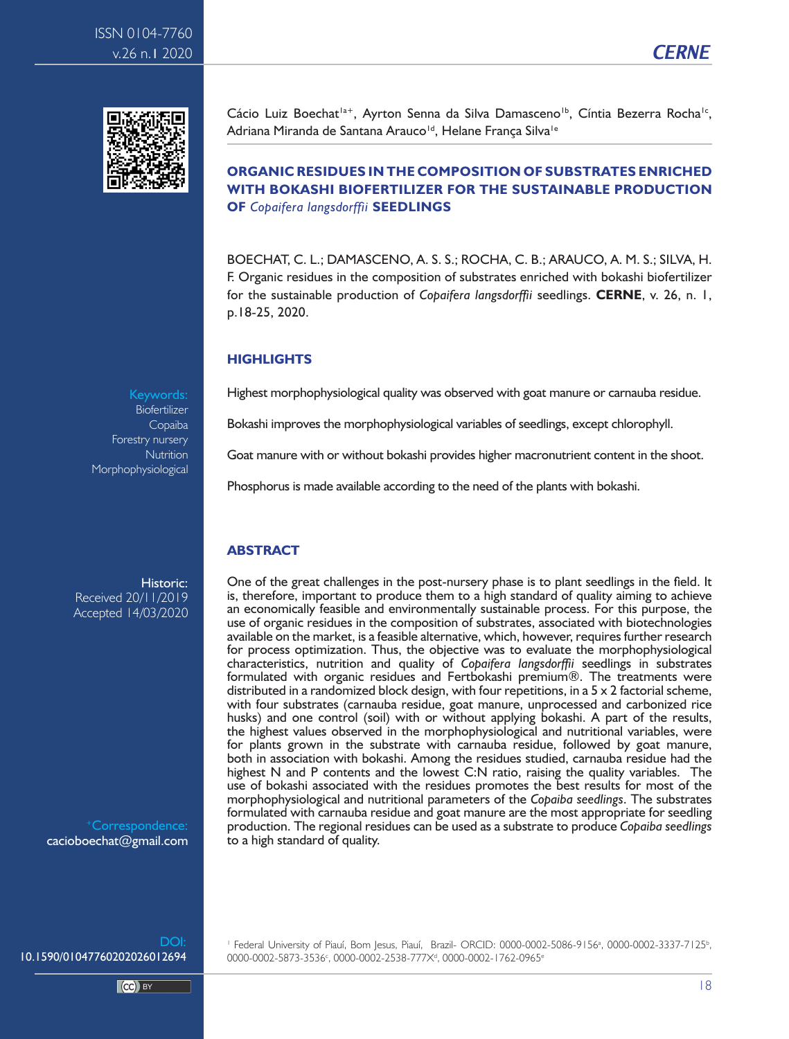Cácio Luiz Boechat[1a+], Ayrton Senna da Silva Damasceno[1b], Cíntia Bezerra Rocha[1c], Adriana Miranda de Santana Arauco[1d], Helane França Silva[1e]

# ORGANIC RESIDUES IN THE COMPOSITION OF SUBSTRATES ENRICHED WITH BOKASHI BIOFERTILIZER FOR THE SUSTAINABLE PRODUCTION OF *Copaifera langsdorffii* SEEDLINGS

BOECHAT, C. L.; DAMASCENO, A. S. S.; ROCHA, C. B.; ARAUCO, A. M. S.; SILVA, H. F. Organic residues in the composition of substrates enriched with bokashi biofertilizer for the sustainable production of *Copaifera langsdorffii* seedlings. **CERNE**, v. 26, n. 1, p.18-25, 2020.

## HIGHLIGHTS

Highest morphophysiological quality was observed with goat manure or carnauba residue.

Bokashi improves the morphophysiological variables of seedlings, except chlorophyll.

Goat manure with or without bokashi provides higher macronutrient content in the shoot.

Phosphorus is made available according to the need of the plants with bokashi.

**Keywords:** Biofertilizer, Copaiba, Forestry nursery, Nutrition, Morphophysiological

## ABSTRACT

One of the great challenges in the post-nursery phase is to plant seedlings in the field. It is, therefore, important to produce them to a high standard of quality aiming to achieve an economically feasible and environmentally sustainable process. For this purpose, the use of organic residues in the composition of substrates, associated with biotechnologies available on the market, is a feasible alternative, which, however, requires further research for process optimization. Thus, the objective was to evaluate the morphophysiological characteristics, nutrition and quality of *Copaifera langsdorffii* seedlings in substrates formulated with organic residues and Fertbokashi premium®. The treatments were distributed in a randomized block design, with four repetitions, in a 5 x 2 factorial scheme, with four substrates (carnauba residue, goat manure, unprocessed and carbonized rice husks) and one control (soil) with or without applying bokashi. A part of the results, the highest values observed in the morphophysiological and nutritional variables, were for plants grown in the substrate with carnauba residue, followed by goat manure, both in association with bokashi. Among the residues studied, carnauba residue had the highest N and P contents and the lowest C:N ratio, raising the quality variables. The use of bokashi associated with the residues promotes the best results for most of the morphophysiological and nutritional parameters of the *Copaiba seedlings*. The substrates formulated with carnauba residue and goat manure are the most appropriate for seedling production. The regional residues can be used as a substrate to produce *Copaiba seedlings* to a high standard of quality.

**Historic:**
Received 20/11/2019
Accepted 14/03/2020

[+]Correspondence: cacioboechat@gmail.com

DOI: 10.1590/01047760202026012694

[1] Federal University of Piauí, Bom Jesus, Piauí, Brazil- ORCID: 0000-0002-5086-9156[a], 0000-0002-3337-7125[b], 0000-0002-5873-3536[c], 0000-0002-2538-777X[d], 0000-0002-1762-0965[e]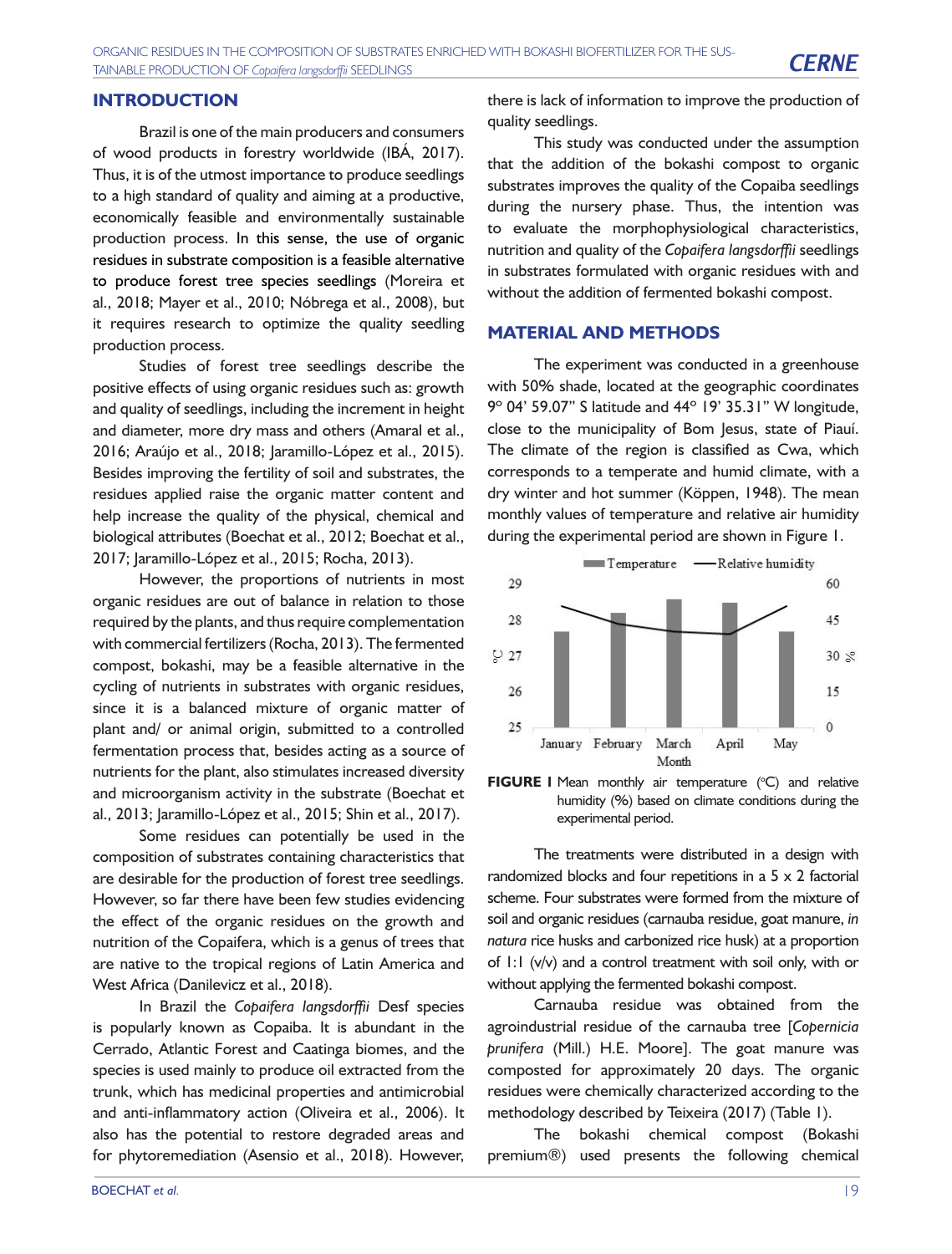## INTRODUCTION

Brazil is one of the main producers and consumers of wood products in forestry worldwide (IBÁ, 2017). Thus, it is of the utmost importance to produce seedlings to a high standard of quality and aiming at a productive, economically feasible and environmentally sustainable production process. In this sense, the use of organic residues in substrate composition is a feasible alternative to produce forest tree species seedlings (Moreira et al., 2018; Mayer et al., 2010; Nóbrega et al., 2008), but it requires research to optimize the quality seedling production process.

Studies of forest tree seedlings describe the positive effects of using organic residues such as: growth and quality of seedlings, including the increment in height and diameter, more dry mass and others (Amaral et al., 2016; Araújo et al., 2018; Jaramillo-López et al., 2015). Besides improving the fertility of soil and substrates, the residues applied raise the organic matter content and help increase the quality of the physical, chemical and biological attributes (Boechat et al., 2012; Boechat et al., 2017; Jaramillo-López et al., 2015; Rocha, 2013).

However, the proportions of nutrients in most organic residues are out of balance in relation to those required by the plants, and thus require complementation with commercial fertilizers (Rocha, 2013). The fermented compost, bokashi, may be a feasible alternative in the cycling of nutrients in substrates with organic residues, since it is a balanced mixture of organic matter of plant and/ or animal origin, submitted to a controlled fermentation process that, besides acting as a source of nutrients for the plant, also stimulates increased diversity and microorganism activity in the substrate (Boechat et al., 2013; Jaramillo-López et al., 2015; Shin et al., 2017).

Some residues can potentially be used in the composition of substrates containing characteristics that are desirable for the production of forest tree seedlings. However, so far there have been few studies evidencing the effect of the organic residues on the growth and nutrition of the Copaifera, which is a genus of trees that are native to the tropical regions of Latin America and West Africa (Danilevicz et al., 2018).

In Brazil the *Copaifera langsdorffii* Desf species is popularly known as Copaiba. It is abundant in the Cerrado, Atlantic Forest and Caatinga biomes, and the species is used mainly to produce oil extracted from the trunk, which has medicinal properties and antimicrobial and anti-inflammatory action (Oliveira et al., 2006). It also has the potential to restore degraded areas and for phytoremediation (Asensio et al., 2018). However, there is lack of information to improve the production of quality seedlings.

This study was conducted under the assumption that the addition of the bokashi compost to organic substrates improves the quality of the Copaiba seedlings during the nursery phase. Thus, the intention was to evaluate the morphophysiological characteristics, nutrition and quality of the *Copaifera langsdorffii* seedlings in substrates formulated with organic residues with and without the addition of fermented bokashi compost.

## MATERIAL AND METHODS

The experiment was conducted in a greenhouse with 50% shade, located at the geographic coordinates 9° 04' 59.07" S latitude and 44° 19' 35.31" W longitude, close to the municipality of Bom Jesus, state of Piauí. The climate of the region is classified as Cwa, which corresponds to a temperate and humid climate, with a dry winter and hot summer (Köppen, 1948). The mean monthly values of temperature and relative air humidity during the experimental period are shown in Figure 1.

**FIGURE 1** Mean monthly air temperature (°C) and relative humidity (%) based on climate conditions during the experimental period.

The treatments were distributed in a design with randomized blocks and four repetitions in a 5 x 2 factorial scheme. Four substrates were formed from the mixture of soil and organic residues (carnauba residue, goat manure, *in natura* rice husks and carbonized rice husk) at a proportion of 1:1 (v/v) and a control treatment with soil only, with or without applying the fermented bokashi compost.

Carnauba residue was obtained from the agroindustrial residue of the carnauba tree [*Copernicia prunifera* (Mill.) H.E. Moore]. The goat manure was composted for approximately 20 days. The organic residues were chemically characterized according to the methodology described by Teixeira (2017) (Table 1).

The bokashi chemical compost (Bokashi premium®) used presents the following chemical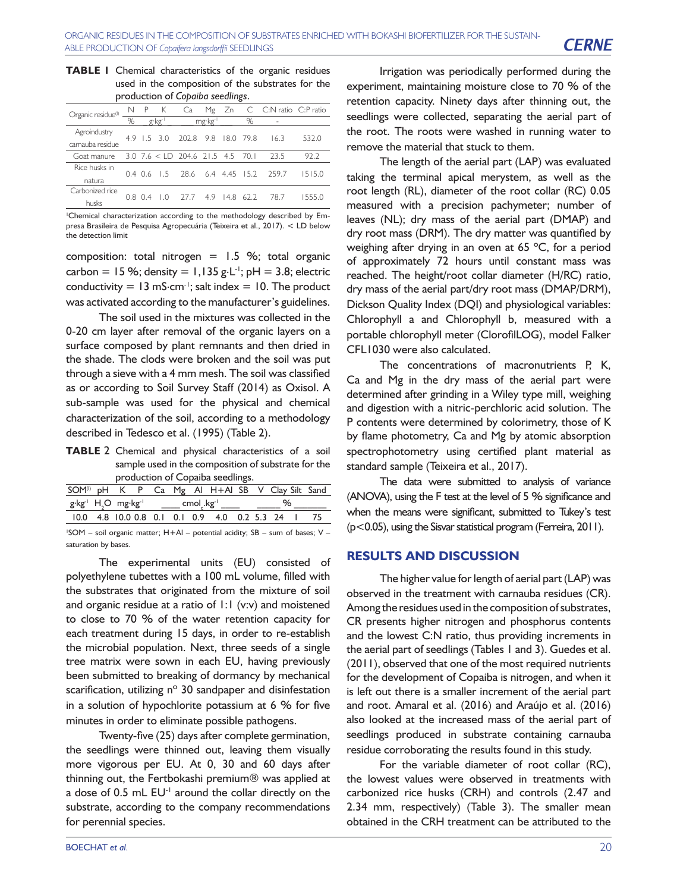**TABLE 1** Chemical characteristics of the organic residues used in the composition of the substrates for the production of *Copaiba seedlings*.

| Organic residue[1] | N | P | K | Ca | Mg | Zn | C | C:N ratio | C:P ratio |
|---|---|---|---|---|---|---|---|---|---|
| | % | $g \cdot kg^{-1}$ | | $mg \cdot kg^{-1}$ | | | % | - | |
| Agroindustry carnauba residue | 4.9 | 1.5 | 3.0 | 202.8 | 9.8 | 18.0 | 79.8 | 16.3 | 532.0 |
| Goat manure | 3.0 | 7.6 | < LD | 204.6 | 21.5 | 4.5 | 70.1 | 23.5 | 92.2 |
| Rice husks in natura | 0.4 | 0.6 | 1.5 | 28.6 | 6.4 | 4.45 | 15.2 | 259.7 | 1515.0 |
| Carbonized rice husks | 0.8 | 0.4 | 1.0 | 27.7 | 4.9 | 14.8 | 62.2 | 78.7 | 1555.0 |

[1]Chemical characterization according to the methodology described by Empresa Brasileira de Pesquisa Agropecuária (Teixeira et al., 2017). < LD below the detection limit

composition: total nitrogen = 1.5 %; total organic carbon = 15 %; density = 1,135 $g \cdot L^{-1}$; pH = 3.8; electric conductivity = 13 $mS \cdot cm^{-1}$; salt index = 10. The product was activated according to the manufacturer's guidelines.

The soil used in the mixtures was collected in the 0-20 cm layer after removal of the organic layers on a surface composed by plant remnants and then dried in the shade. The clods were broken and the soil was put through a sieve with a 4 mm mesh. The soil was classified as or according to Soil Survey Staff (2014) as Oxisol. A sub-sample was used for the physical and chemical characterization of the soil, according to a methodology described in Tedesco et al. (1995) (Table 2).

**TABLE 2** Chemical and physical characteristics of a soil sample used in the composition of substrate for the production of Copaiba seedlings.

| SOM[1] | pH | K | P | Ca | Mg | Al | H+Al | SB | V | Clay | Silt | Sand |
|---|---|---|---|---|---|---|---|---|---|---|---|---|
| $g \cdot kg^{-1}$ | $H_2O$ | $mg \cdot kg^{-1}$ | | $cmol_c \cdot kg^{-1}$ | | | | | % | | | |
| 10.0 | 4.8 | 10.0 | 0.8 | 0.1 | 0.1 | 0.9 | 4.0 | 0.2 | 5.3 | 24 | 1 | 75 |

[1]SOM – soil organic matter; H+Al – potential acidity; SB – sum of bases; V – saturation by bases.

The experimental units (EU) consisted of polyethylene tubettes with a 100 mL volume, filled with the substrates that originated from the mixture of soil and organic residue at a ratio of 1:1 (v:v) and moistened to close to 70 % of the water retention capacity for each treatment during 15 days, in order to re-establish the microbial population. Next, three seeds of a single tree matrix were sown in each EU, having previously been submitted to breaking of dormancy by mechanical scarification, utilizing nº 30 sandpaper and disinfestation in a solution of hypochlorite potassium at 6 % for five minutes in order to eliminate possible pathogens.

Twenty-five (25) days after complete germination, the seedlings were thinned out, leaving them visually more vigorous per EU. At 0, 30 and 60 days after thinning out, the Fertbokashi premium® was applied at a dose of 0.5 mL $EU^{-1}$ around the collar directly on the substrate, according to the company recommendations for perennial species.

Irrigation was periodically performed during the experiment, maintaining moisture close to 70 % of the retention capacity. Ninety days after thinning out, the seedlings were collected, separating the aerial part of the root. The roots were washed in running water to remove the material that stuck to them.

The length of the aerial part (LAP) was evaluated taking the terminal apical merystem, as well as the root length (RL), diameter of the root collar (RC) 0.05 measured with a precision pachymeter; number of leaves (NL); dry mass of the aerial part (DMAP) and dry root mass (DRM). The dry matter was quantified by weighing after drying in an oven at 65 ºC, for a period of approximately 72 hours until constant mass was reached. The height/root collar diameter (H/RC) ratio, dry mass of the aerial part/dry root mass (DMAP/DRM), Dickson Quality Index (DQI) and physiological variables: Chlorophyll a and Chlorophyll b, measured with a portable chlorophyll meter (ClorofilLOG), model Falker CFL1030 were also calculated.

The concentrations of macronutrients P, K, Ca and Mg in the dry mass of the aerial part were determined after grinding in a Wiley type mill, weighing and digestion with a nitric-perchloric acid solution. The P contents were determined by colorimetry, those of K by flame photometry, Ca and Mg by atomic absorption spectrophotometry using certified plant material as standard sample (Teixeira et al., 2017).

The data were submitted to analysis of variance (ANOVA), using the F test at the level of 5 % significance and when the means were significant, submitted to Tukey's test ($p<0.05$), using the Sisvar statistical program (Ferreira, 2011).

## RESULTS AND DISCUSSION

The higher value for length of aerial part (LAP) was observed in the treatment with carnauba residues (CR). Among the residues used in the composition of substrates, CR presents higher nitrogen and phosphorus contents and the lowest C:N ratio, thus providing increments in the aerial part of seedlings (Tables 1 and 3). Guedes et al. (2011), observed that one of the most required nutrients for the development of Copaiba is nitrogen, and when it is left out there is a smaller increment of the aerial part and root. Amaral et al. (2016) and Araújo et al. (2016) also looked at the increased mass of the aerial part of seedlings produced in substrate containing carnauba residue corroborating the results found in this study.

For the variable diameter of root collar (RC), the lowest values were observed in treatments with carbonized rice husks (CRH) and controls (2.47 and 2.34 mm, respectively) (Table 3). The smaller mean obtained in the CRH treatment can be attributed to the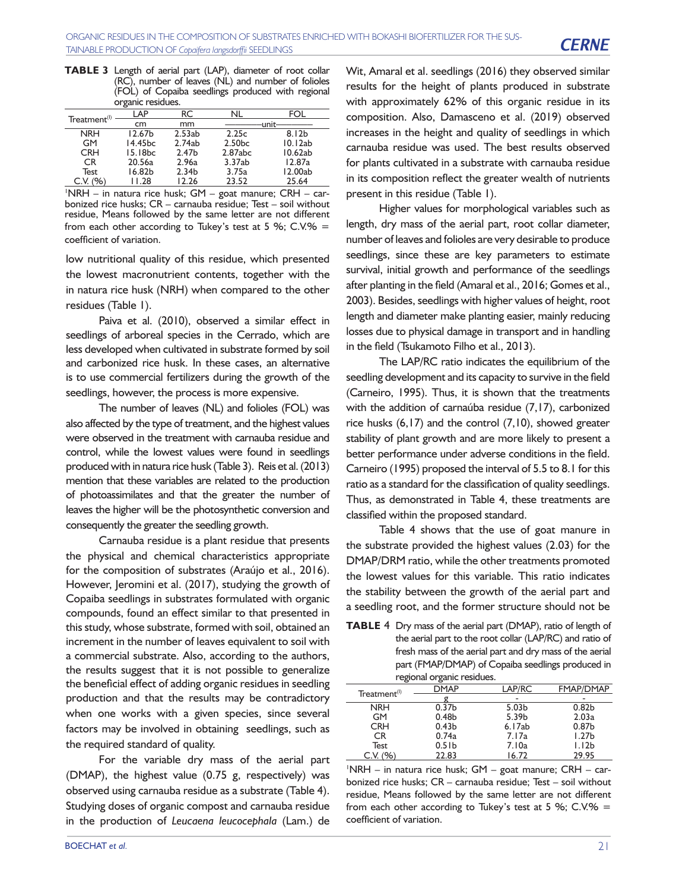**TABLE 3** Length of aerial part (LAP), diameter of root collar (RC), number of leaves (NL) and number of folioles (FOL) of Copaiba seedlings produced with regional organic residues.

| Treatment[1] | LAP | RC | NL | FOL |
|---|---|---|---|---|
| | cm | mm | unit | |
| NRH | 12.67b | 2.53ab | 2.25c | 8.12b |
| GM | 14.45bc | 2.74ab | 2.50bc | 10.12ab |
| CRH | 15.18bc | 2.47b | 2.87abc | 10.62ab |
| CR | 20.56a | 2.96a | 3.37ab | 12.87a |
| Test | 16.82b | 2.34b | 3.75a | 12.00ab |
| C.V. (%) | 11.28 | 12.26 | 23.52 | 25.64 |

[1]NRH – in natura rice husk; GM – goat manure; CRH – carbonized rice husks; CR – carnauba residue; Test – soil without residue, Means followed by the same letter are not different from each other according to Tukey's test at 5 %; C.V.% = coefficient of variation.

low nutritional quality of this residue, which presented the lowest macronutrient contents, together with the in natura rice husk (NRH) when compared to the other residues (Table 1).

Paiva et al. (2010), observed a similar effect in seedlings of arboreal species in the Cerrado, which are less developed when cultivated in substrate formed by soil and carbonized rice husk. In these cases, an alternative is to use commercial fertilizers during the growth of the seedlings, however, the process is more expensive.

The number of leaves (NL) and folioles (FOL) was also affected by the type of treatment, and the highest values were observed in the treatment with carnauba residue and control, while the lowest values were found in seedlings produced with in natura rice husk (Table 3). Reis et al. (2013) mention that these variables are related to the production of photoassimilates and that the greater the number of leaves the higher will be the photosynthetic conversion and consequently the greater the seedling growth.

Carnauba residue is a plant residue that presents the physical and chemical characteristics appropriate for the composition of substrates (Araújo et al., 2016). However, Jeromini et al. (2017), studying the growth of Copaiba seedlings in substrates formulated with organic compounds, found an effect similar to that presented in this study, whose substrate, formed with soil, obtained an increment in the number of leaves equivalent to soil with a commercial substrate. Also, according to the authors, the results suggest that it is not possible to generalize the beneficial effect of adding organic residues in seedling production and that the results may be contradictory when one works with a given species, since several factors may be involved in obtaining seedlings, such as the required standard of quality.

For the variable dry mass of the aerial part (DMAP), the highest value (0.75 g, respectively) was observed using carnauba residue as a substrate (Table 4). Studying doses of organic compost and carnauba residue in the production of *Leucaena leucocephala* (Lam.) de Wit, Amaral et al. seedlings (2016) they observed similar results for the height of plants produced in substrate with approximately 62% of this organic residue in its composition. Also, Damasceno et al. (2019) observed increases in the height and quality of seedlings in which carnauba residue was used. The best results observed for plants cultivated in a substrate with carnauba residue in its composition reflect the greater wealth of nutrients present in this residue (Table 1).

Higher values for morphological variables such as length, dry mass of the aerial part, root collar diameter, number of leaves and folioles are very desirable to produce seedlings, since these are key parameters to estimate survival, initial growth and performance of the seedlings after planting in the field (Amaral et al., 2016; Gomes et al., 2003). Besides, seedlings with higher values of height, root length and diameter make planting easier, mainly reducing losses due to physical damage in transport and in handling in the field (Tsukamoto Filho et al., 2013).

The LAP/RC ratio indicates the equilibrium of the seedling development and its capacity to survive in the field (Carneiro, 1995). Thus, it is shown that the treatments with the addition of carnaúba residue (7,17), carbonized rice husks (6,17) and the control (7,10), showed greater stability of plant growth and are more likely to present a better performance under adverse conditions in the field. Carneiro (1995) proposed the interval of 5.5 to 8.1 for this ratio as a standard for the classification of quality seedlings. Thus, as demonstrated in Table 4, these treatments are classified within the proposed standard.

Table 4 shows that the use of goat manure in the substrate provided the highest values (2.03) for the DMAP/DRM ratio, while the other treatments promoted the lowest values for this variable. This ratio indicates the stability between the growth of the aerial part and a seedling root, and the former structure should not be

**TABLE 4** Dry mass of the aerial part (DMAP), ratio of length of the aerial part to the root collar (LAP/RC) and ratio of fresh mass of the aerial part and dry mass of the aerial part (FMAP/DMAP) of Copaiba seedlings produced in regional organic residues.

| Treatment[1] | DMAP | LAP/RC | FMAP/DMAP |
|---|---|---|---|
| | g | - | - |
| NRH | 0.37b | 5.03b | 0.82b |
| GM | 0.48b | 5.39b | 2.03a |
| CRH | 0.43b | 6.17ab | 0.87b |
| CR | 0.74a | 7.17a | 1.27b |
| Test | 0.51b | 7.10a | 1.12b |
| C.V. (%) | 22.83 | 16.72 | 29.95 |

[1]NRH – in natura rice husk; GM – goat manure; CRH – carbonized rice husks; CR – carnauba residue; Test – soil without residue, Means followed by the same letter are not different from each other according to Tukey's test at 5 %; C.V.% = coefficient of variation.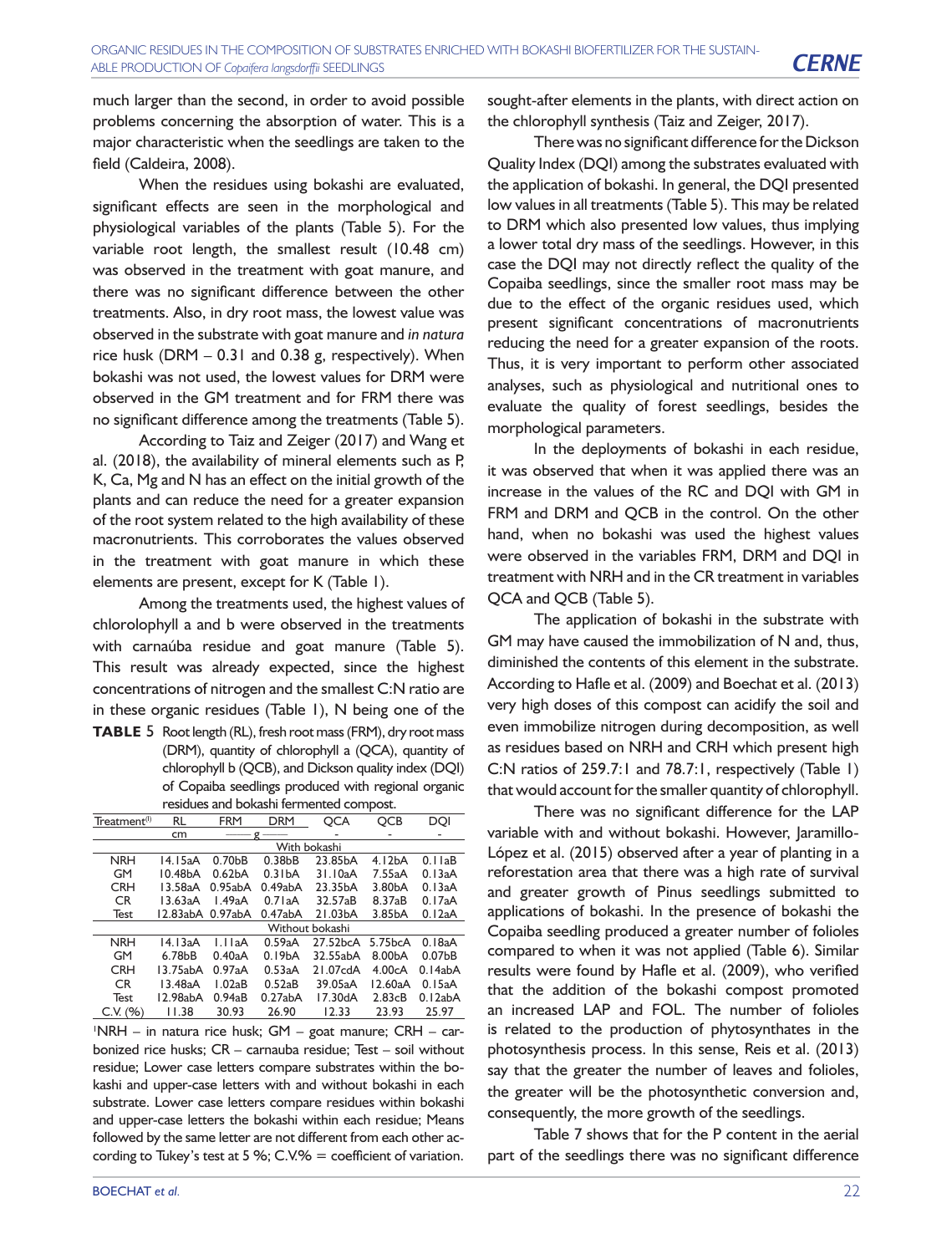much larger than the second, in order to avoid possible problems concerning the absorption of water. This is a major characteristic when the seedlings are taken to the field (Caldeira, 2008).

When the residues using bokashi are evaluated, significant effects are seen in the morphological and physiological variables of the plants (Table 5). For the variable root length, the smallest result (10.48 cm) was observed in the treatment with goat manure, and there was no significant difference between the other treatments. Also, in dry root mass, the lowest value was observed in the substrate with goat manure and *in natura* rice husk (DRM – 0.31 and 0.38 g, respectively). When bokashi was not used, the lowest values for DRM were observed in the GM treatment and for FRM there was no significant difference among the treatments (Table 5).

According to Taiz and Zeiger (2017) and Wang et al. (2018), the availability of mineral elements such as P, K, Ca, Mg and N has an effect on the initial growth of the plants and can reduce the need for a greater expansion of the root system related to the high availability of these macronutrients. This corroborates the values observed in the treatment with goat manure in which these elements are present, except for K (Table 1).

Among the treatments used, the highest values of chlorolophyll a and b were observed in the treatments with carnaúba residue and goat manure (Table 5). This result was already expected, since the highest concentrations of nitrogen and the smallest C:N ratio are in these organic residues (Table 1), N being one of the sought-after elements in the plants, with direct action on the chlorophyll synthesis (Taiz and Zeiger, 2017).

**TABLE 5** Root length (RL), fresh root mass (FRM), dry root mass (DRM), quantity of chlorophyll a (QCA), quantity of chlorophyll b (QCB), and Dickson quality index (DQI) of Copaiba seedlings produced with regional organic residues and bokashi fermented compost.

| Treatment[1] | RL | FRM | DRM | QCA | QCB | DQI |
|---|---|---|---|---|---|---|
| | cm | g | g | - | - | - |
| With bokashi | | | | | | |
| NRH | 14.15aA | 0.70bB | 0.38bB | 23.85bA | 4.12bA | 0.11aB |
| GM | 10.48bA | 0.62bA | 0.31bA | 31.10aA | 7.55aA | 0.13aA |
| CRH | 13.58aA | 0.95abA | 0.49abA | 23.35bA | 3.80bA | 0.13aA |
| CR | 13.63aA | 1.49aA | 0.71aA | 32.57aB | 8.37aB | 0.17aA |
| Test | 12.83abA | 0.97abA | 0.47abA | 21.03bA | 3.85bA | 0.12aA |
| Without bokashi | | | | | | |
| NRH | 14.13aA | 1.11aA | 0.59aA | 27.52bcA | 5.75bcA | 0.18aA |
| GM | 6.78bB | 0.40aA | 0.19bA | 32.55abA | 8.00bA | 0.07bB |
| CRH | 13.75abA | 0.97aA | 0.53aA | 21.07cdA | 4.00cA | 0.14abA |
| CR | 13.48aA | 1.02aB | 0.52aB | 39.05aA | 12.60aA | 0.15aA |
| Test | 12.98abA | 0.94aB | 0.27abA | 17.30dA | 2.83cB | 0.12abA |
| C.V. (%) | 11.38 | 30.93 | 26.90 | 12.33 | 23.93 | 25.97 |

[1]NRH – in natura rice husk; GM – goat manure; CRH – carbonized rice husks; CR – carnauba residue; Test – soil without residue; Lower case letters compare substrates within the bokashi and upper-case letters with and without bokashi in each substrate. Lower case letters compare residues within bokashi and upper-case letters the bokashi within each residue; Means followed by the same letter are not different from each other according to Tukey's test at 5 %; C.V.% = coefficient of variation.

There was no significant difference for the Dickson Quality Index (DQI) among the substrates evaluated with the application of bokashi. In general, the DQI presented low values in all treatments (Table 5). This may be related to DRM which also presented low values, thus implying a lower total dry mass of the seedlings. However, in this case the DQI may not directly reflect the quality of the Copaiba seedlings, since the smaller root mass may be due to the effect of the organic residues used, which present significant concentrations of macronutrients reducing the need for a greater expansion of the roots. Thus, it is very important to perform other associated analyses, such as physiological and nutritional ones to evaluate the quality of forest seedlings, besides the morphological parameters.

In the deployments of bokashi in each residue, it was observed that when it was applied there was an increase in the values of the RC and DQI with GM in FRM and DRM and QCB in the control. On the other hand, when no bokashi was used the highest values were observed in the variables FRM, DRM and DQI in treatment with NRH and in the CR treatment in variables QCA and QCB (Table 5).

The application of bokashi in the substrate with GM may have caused the immobilization of N and, thus, diminished the contents of this element in the substrate. According to Hafle et al. (2009) and Boechat et al. (2013) very high doses of this compost can acidify the soil and even immobilize nitrogen during decomposition, as well as residues based on NRH and CRH which present high C:N ratios of 259.7:1 and 78.7:1, respectively (Table 1) that would account for the smaller quantity of chlorophyll.

There was no significant difference for the LAP variable with and without bokashi. However, Jaramillo-López et al. (2015) observed after a year of planting in a reforestation area that there was a high rate of survival and greater growth of Pinus seedlings submitted to applications of bokashi. In the presence of bokashi the Copaiba seedling produced a greater number of folioles compared to when it was not applied (Table 6). Similar results were found by Hafle et al. (2009), who verified that the addition of the bokashi compost promoted an increased LAP and FOL. The number of folioles is related to the production of phytosynthates in the photosynthesis process. In this sense, Reis et al. (2013) say that the greater the number of leaves and folioles, the greater will be the photosynthetic conversion and, consequently, the more growth of the seedlings.

Table 7 shows that for the P content in the aerial part of the seedlings there was no significant difference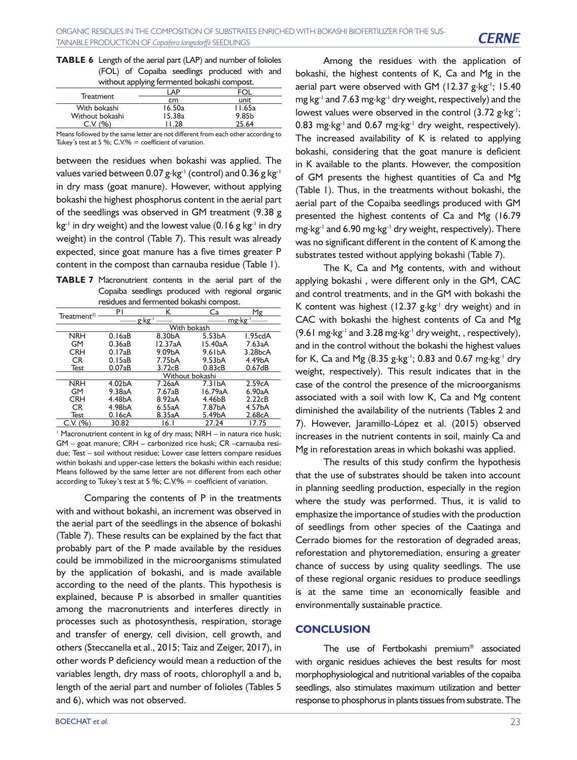**TABLE 6** Length of the aerial part (LAP) and number of folioles (FOL) of Copaiba seedlings produced with and without applying fermented bokashi compost.

| Treatment | LAP | FOL |
|---|---|---|
| | cm | unit |
| With bokashi | 16.50a | 11.65a |
| Without bokashi | 15.38a | 9.85b |
| C.V. (%) | 11.28 | 25.64 |

Means followed by the same letter are not different from each other according to Tukey's test at 5 %; C.V.% = coefficient of variation.

between the residues when bokashi was applied. The values varied between 0.07 g·kg$^{-1}$ (control) and 0.36 g kg$^{-1}$ in dry mass (goat manure). However, without applying bokashi the highest phosphorus content in the aerial part of the seedlings was observed in GM treatment (9.38 g kg$^{-1}$ in dry weight) and the lowest value (0.16 g kg$^{-1}$ in dry weight) in the control (Table 7). This result was already expected, since goat manure has a five times greater P content in the compost than carnauba residue (Table 1).

**TABLE 7** Macronutrient contents in the aerial part of the Copaiba seedlings produced with regional organic residues and fermented bokashi compost.

| Treatment[(1)] | P l | K | Ca | Mg |
|---|---|---|---|---|
| | g·kg$^{-1}$ | | mg·kg$^{-1}$ | |
| | With bokash | | | |
| NRH | 0.16aB | 8.30bA | 5.53bA | 1.95cdA |
| GM | 0.36aB | 12.37aA | 15.40aA | 7.63aA |
| CRH | 0.17aB | 9.09bA | 9.61bA | 3.28bcA |
| CR | 0.15aB | 7.75bA | 9.53bA | 4.49bA |
| Test | 0.07aB | 3.72cB | 0.83cB | 0.67dB |
| | Without bokashi | | | |
| NRH | 4.02bA | 7.26aA | 7.31bA | 2.59cA |
| GM | 9.38aA | 7.67aB | 16.79aA | 6.90aA |
| CRH | 4.48bA | 8.92aA | 4.46bB | 2.22cB |
| CR | 4.98bA | 6.55aA | 7.87bA | 4.57bA |
| Test | 0.16cA | 8.35aA | 5.49bA | 2.68cA |
| C.V. (%) | 30.82 | 16.1 | 27.24 | 17.75 |

[1] Macronutrient content in kg of dry mass; NRH – in natura rice husk; GM – goat manure; CRH – carbonized rice husk; CR –carnauba residue; Test – soil without residue; Lower case letters compare residues within bokashi and upper-case letters the bokashi within each residue; Means followed by the same letter are not different from each other according to Tukey's test at 5 %; C.V.% = coefficient of variation.

Comparing the contents of P in the treatments with and without bokashi, an increment was observed in the aerial part of the seedlings in the absence of bokashi (Table 7). These results can be explained by the fact that probably part of the P made available by the residues could be immobilized in the microorganisms stimulated by the application of bokashi, and is made available according to the need of the plants. This hypothesis is explained, because P is absorbed in smaller quantities among the macronutrients and interferes directly in processes such as photosynthesis, respiration, storage and transfer of energy, cell division, cell growth, and others (Steccanella et al., 2015; Taiz and Zeiger, 2017), in other words P deficiency would mean a reduction of the variables length, dry mass of roots, chlorophyll a and b, length of the aerial part and number of folioles (Tables 5 and 6), which was not observed.

Among the residues with the application of bokashi, the highest contents of K, Ca and Mg in the aerial part were observed with GM (12.37 g·kg$^{-1}$; 15.40 mg kg$^{-1}$ and 7.63 mg·kg$^{-1}$ dry weight, respectively) and the lowest values were observed in the control (3.72 g·kg$^{-1}$; 0.83 mg·kg$^{-1}$ and 0.67 mg·kg$^{-1}$ dry weight, respectively). The increased availability of K is related to applying bokashi, considering that the goat manure is deficient in K available to the plants. However, the composition of GM presents the highest quantities of Ca and Mg (Table 1). Thus, in the treatments without bokashi, the aerial part of the Copaiba seedlings produced with GM presented the highest contents of Ca and Mg (16.79 mg·kg$^{-1}$ and 6.90 mg·kg$^{-1}$ dry weight, respectively). There was no significant different in the content of K among the substrates tested without applying bokashi (Table 7).

The K, Ca and Mg contents, with and without applying bokashi , were different only in the GM, CAC and control treatments, and in the GM with bokashi the K content was highest (12.37 g·kg$^{-1}$ dry weight) and in CAC with bokashi the highest contents of Ca and Mg (9.61 mg·kg$^{-1}$ and 3.28 mg·kg$^{-1}$ dry weight, , respectively), and in the control without the bokashi the highest values for K, Ca and Mg (8.35 g·kg$^{-1}$; 0.83 and 0.67 mg·kg$^{-1}$ dry weight, respectively). This result indicates that in the case of the control the presence of the microorganisms associated with a soil with low K, Ca and Mg content diminished the availability of the nutrients (Tables 2 and 7). However, Jaramillo-López et al. (2015) observed increases in the nutrient contents in soil, mainly Ca and Mg in reforestation areas in which bokashi was applied.

The results of this study confirm the hypothesis that the use of substrates should be taken into account in planning seedling production, especially in the region where the study was performed. Thus, it is valid to emphasize the importance of studies with the production of seedlings from other species of the Caatinga and Cerrado biomes for the restoration of degraded areas, reforestation and phytoremediation, ensuring a greater chance of success by using quality seedlings. The use of these regional organic residues to produce seedlings is at the same time an economically feasible and environmentally sustainable practice.

## CONCLUSION

The use of Fertbokashi premium® associated with organic residues achieves the best results for most morphophysiological and nutritional variables of the copaiba seedlings, also stimulates maximum utilization and better response to phosphorus in plants tissues from substrate. The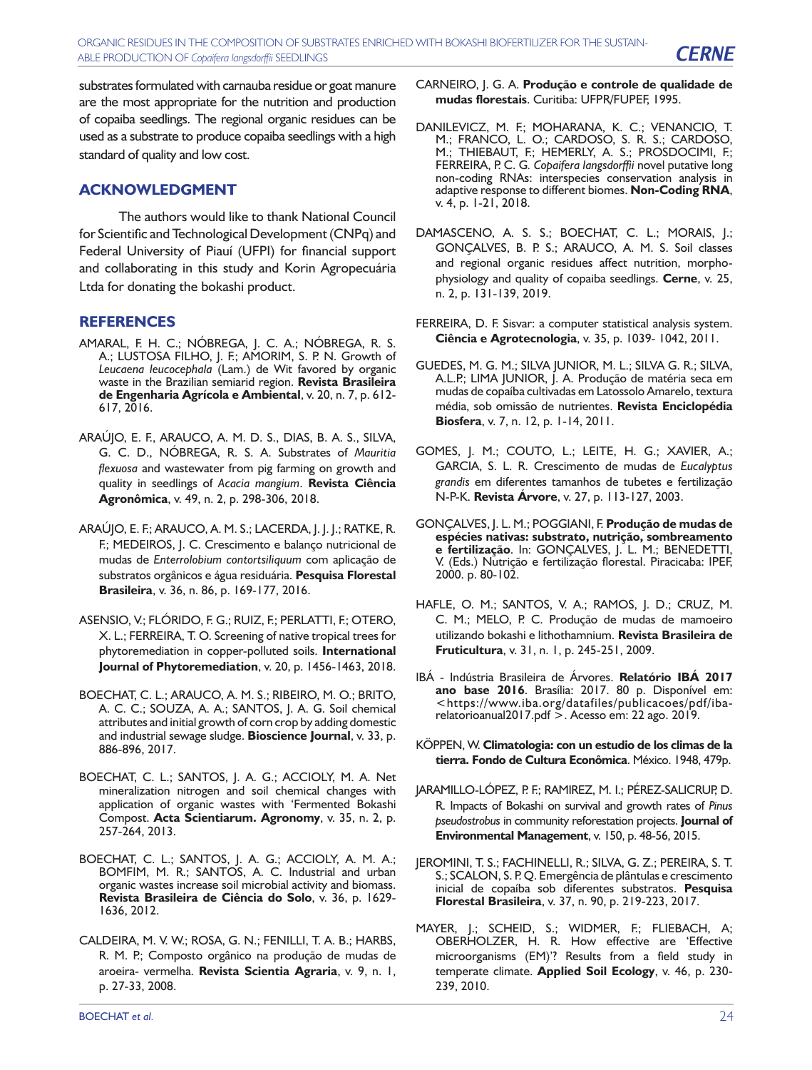substrates formulated with carnauba residue or goat manure are the most appropriate for the nutrition and production of copaiba seedlings. The regional organic residues can be used as a substrate to produce copaiba seedlings with a high standard of quality and low cost.

## ACKNOWLEDGMENT

The authors would like to thank National Council for Scientific and Technological Development (CNPq) and Federal University of Piauí (UFPI) for financial support and collaborating in this study and Korin Agropecuária Ltda for donating the bokashi product.

## REFERENCES

AMARAL, F. H. C.; NÓBREGA, J. C. A.; NÓBREGA, R. S. A.; LUSTOSA FILHO, J. F.; AMORIM, S. P. N. Growth of *Leucaena leucocephala* (Lam.) de Wit favored by organic waste in the Brazilian semiarid region. **Revista Brasileira de Engenharia Agrícola e Ambiental**, v. 20, n. 7, p. 612-617, 2016.

ARAÚJO, E. F., ARAUCO, A. M. D. S., DIAS, B. A. S., SILVA, G. C. D., NÓBREGA, R. S. A. Substrates of *Mauritia flexuosa* and wastewater from pig farming on growth and quality in seedlings of *Acacia mangium*. **Revista Ciência Agronômica**, v. 49, n. 2, p. 298-306, 2018.

ARAÚJO, E. F.; ARAUCO, A. M. S.; LACERDA, J. J. J.; RATKE, R. F.; MEDEIROS, J. C. Crescimento e balanço nutricional de mudas de *Enterrolobium contortsiliquum* com aplicação de substratos orgânicos e água residuária. **Pesquisa Florestal Brasileira**, v. 36, n. 86, p. 169-177, 2016.

ASENSIO, V.; FLÓRIDO, F. G.; RUIZ, F.; PERLATTI, F.; OTERO, X. L.; FERREIRA, T. O. Screening of native tropical trees for phytoremediation in copper-polluted soils. **International Journal of Phytoremediation**, v. 20, p. 1456-1463, 2018.

BOECHAT, C. L.; ARAUCO, A. M. S.; RIBEIRO, M. O.; BRITO, A. C. C.; SOUZA, A. A.; SANTOS, J. A. G. Soil chemical attributes and initial growth of corn crop by adding domestic and industrial sewage sludge. **Bioscience Journal**, v. 33, p. 886-896, 2017.

BOECHAT, C. L.; SANTOS, J. A. G.; ACCIOLY, M. A. Net mineralization nitrogen and soil chemical changes with application of organic wastes with 'Fermented Bokashi Compost. **Acta Scientiarum. Agronomy**, v. 35, n. 2, p. 257-264, 2013.

BOECHAT, C. L.; SANTOS, J. A. G.; ACCIOLY, A. M. A.; BOMFIM, M. R.; SANTOS, A. C. Industrial and urban organic wastes increase soil microbial activity and biomass. **Revista Brasileira de Ciência do Solo**, v. 36, p. 1629-1636, 2012.

CALDEIRA, M. V. W.; ROSA, G. N.; FENILLI, T. A. B.; HARBS, R. M. P.; Composto orgânico na produção de mudas de aroeira- vermelha. **Revista Scientia Agraria**, v. 9, n. 1, p. 27-33, 2008.

CARNEIRO, J. G. A. **Produção e controle de qualidade de mudas florestais**. Curitiba: UFPR/FUPEF, 1995.

DANILEVICZ, M. F.; MOHARANA, K. C.; VENANCIO, T. M.; FRANCO, L. O.; CARDOSO, S. R. S.; CARDOSO, M.; THIEBAUT, F.; HEMERLY, A. S.; PROSDOCIMI, F.; FERREIRA, P. C. G. *Copaifera langsdorffii* novel putative long non-coding RNAs: interspecies conservation analysis in adaptive response to different biomes. **Non-Coding RNA**, v. 4, p. 1-21, 2018.

DAMASCENO, A. S. S.; BOECHAT, C. L.; MORAIS, J.; GONÇALVES, B. P. S.; ARAUCO, A. M. S. Soil classes and regional organic residues affect nutrition, morpho-physiology and quality of copaiba seedlings. **Cerne**, v. 25, n. 2, p. 131-139, 2019.

FERREIRA, D. F. Sisvar: a computer statistical analysis system. **Ciência e Agrotecnologia**, v. 35, p. 1039- 1042, 2011.

GUEDES, M. G. M.; SILVA JUNIOR, M. L.; SILVA G. R.; SILVA, A.L.P.; LIMA JUNIOR, J. A. Produção de matéria seca em mudas de copaíba cultivadas em Latossolo Amarelo, textura média, sob omissão de nutrientes. **Revista Enciclopédia Biosfera**, v. 7, n. 12, p. 1-14, 2011.

GOMES, J. M.; COUTO, L.; LEITE, H. G.; XAVIER, A.; GARCIA, S. L. R. Crescimento de mudas de *Eucalyptus grandis* em diferentes tamanhos de tubetes e fertilização N-P-K. **Revista Árvore**, v. 27, p. 113-127, 2003.

GONÇALVES, J. L. M.; POGGIANI, F. **Produção de mudas de espécies nativas: substrato, nutrição, sombreamento e fertilização**. In: GONÇALVES, J. L. M.; BENEDETTI, V. (Eds.) Nutrição e fertilização florestal. Piracicaba: IPEF, 2000. p. 80-102.

HAFLE, O. M.; SANTOS, V. A.; RAMOS, J. D.; CRUZ, M. C. M.; MELO, P. C. Produção de mudas de mamoeiro utilizando bokashi e lithothamnium. **Revista Brasileira de Fruticultura**, v. 31, n. 1, p. 245-251, 2009.

IBÁ - Indústria Brasileira de Árvores. **Relatório IBÁ 2017 ano base 2016**. Brasília: 2017. 80 p. Disponível em: <https://www.iba.org/datafiles/publicacoes/pdf/iba-relatorioanual2017.pdf >. Acesso em: 22 ago. 2019.

KÖPPEN, W. **Climatologia: con un estudio de los climas de la tierra. Fondo de Cultura Econômica**. México. 1948, 479p.

JARAMILLO-LÓPEZ, P. F.; RAMIREZ, M. I.; PÉREZ-SALICRUP, D. R. Impacts of Bokashi on survival and growth rates of *Pinus pseudostrobus* in community reforestation projects. **Journal of Environmental Management**, v. 150, p. 48-56, 2015.

JEROMINI, T. S.; FACHINELLI, R.; SILVA, G. Z.; PEREIRA, S. T. S.; SCALON, S. P. Q. Emergência de plântulas e crescimento inicial de copaíba sob diferentes substratos. **Pesquisa Florestal Brasileira**, v. 37, n. 90, p. 219-223, 2017.

MAYER, J.; SCHEID, S.; WIDMER, F.; FLIEBACH, A; OBERHOLZER, H. R. How effective are 'Effective microorganisms (EM)'? Results from a field study in temperate climate. **Applied Soil Ecology**, v. 46, p. 230-239, 2010.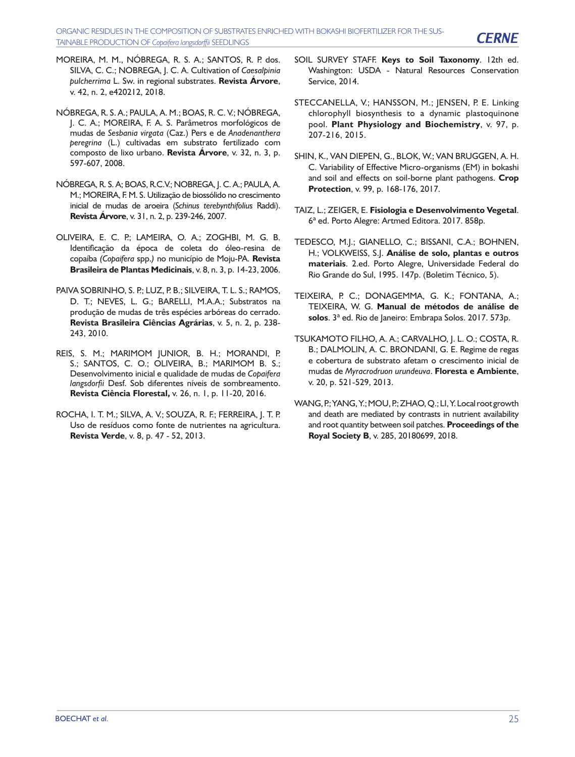MOREIRA, M. M., NÓBREGA, R. S. A.; SANTOS, R. P. dos. SILVA, C. C.; NOBREGA, J. C. A. Cultivation of *Caesalpinia pulcherrima* L. Sw. in regional substrates. **Revista Árvore**, v. 42, n. 2, e420212, 2018.

NÓBREGA, R. S. A.; PAULA, A. M.; BOAS, R. C. V.; NÓBREGA, J. C. A.; MOREIRA, F. A. S. Parâmetros morfológicos de mudas de *Sesbania virgata* (Caz.) Pers e de *Anadenanthera peregrina* (L.) cultivadas em substrato fertilizado com composto de lixo urbano. **Revista Árvore**, v. 32, n. 3, p. 597-607, 2008.

NÓBREGA, R. S. A; BOAS, R.C.V.; NOBREGA, J. C. A.; PAULA, A. M.; MOREIRA, F. M. S. Utilização de biossólido no crescimento inicial de mudas de aroeira (*Schinus terebynthifolius* Raddi). **Revista Árvore**, v. 31, n. 2, p. 239-246, 2007.

OLIVEIRA, E. C. P.; LAMEIRA, O. A.; ZOGHBI, M. G. B. Identificação da época de coleta do óleo-resina de copaíba *(Copaifera* spp.*)* no município de Moju-PA. **Revista Brasileira de Plantas Medicinais**, v. 8, n. 3, p. 14-23, 2006.

PAIVA SOBRINHO, S. P.; LUZ, P. B.; SILVEIRA, T. L. S.; RAMOS, D. T.; NEVES, L. G.; BARELLI, M.A.A.; Substratos na produção de mudas de três espécies arbóreas do cerrado. **Revista Brasileira Ciências Agrárias**, v. 5, n. 2, p. 238-243, 2010.

REIS, S. M.; MARIMOM JUNIOR, B. H.; MORANDI, P. S.; SANTOS, C. O.; OLIVEIRA, B.; MARIMOM B. S.; Desenvolvimento inicial e qualidade de mudas de *Copaifera langsdorfii* Desf. Sob diferentes níveis de sombreamento. **Revista Ciência Florestal,** v. 26, n. 1, p. 11-20, 2016.

ROCHA, I. T. M.; SILVA, A. V.; SOUZA, R. F.; FERREIRA, J. T. P. Uso de resíduos como fonte de nutrientes na agricultura. **Revista Verde**, v. 8, p. 47 - 52, 2013.

SOIL SURVEY STAFF. **Keys to Soil Taxonomy**. 12th ed. Washington: USDA - Natural Resources Conservation Service, 2014.

STECCANELLA, V.; HANSSON, M.; JENSEN, P. E. Linking chlorophyll biosynthesis to a dynamic plastoquinone pool. **Plant Physiology and Biochemistry**, v. 97, p. 207-216, 2015.

SHIN, K., VAN DIEPEN, G., BLOK, W.; VAN BRUGGEN, A. H. C. Variability of Effective Micro-organisms (EM) in bokashi and soil and effects on soil-borne plant pathogens. **Crop Protection**, v. 99, p. 168-176, 2017.

TAIZ, L.; ZEIGER, E. **Fisiologia e Desenvolvimento Vegetal**. 6ª ed. Porto Alegre: Artmed Editora. 2017. 858p.

TEDESCO, M.J.; GIANELLO, C.; BISSANI, C.A.; BOHNEN, H.; VOLKWEISS, S.J. **Análise de solo, plantas e outros materiais**. 2.ed. Porto Alegre, Universidade Federal do Rio Grande do Sul, 1995. 147p. (Boletim Técnico, 5).

TEIXEIRA, P. C.; DONAGEMMA, G. K.; FONTANA, A.; TEIXEIRA, W. G. **Manual de métodos de análise de solos**. 3ª ed. Rio de Janeiro: Embrapa Solos. 2017. 573p.

TSUKAMOTO FILHO, A. A.; CARVALHO, J. L. O.; COSTA, R. B.; DALMOLIN, A. C. BRONDANI, G. E. Regime de regas e cobertura de substrato afetam o crescimento inicial de mudas de *Myracrodruon urundeuva*. **Floresta e Ambiente**, v. 20, p. 521-529, 2013.

WANG, P.; YANG, Y.; MOU, P.; ZHAO, Q.; LI, Y. Local root growth and death are mediated by contrasts in nutrient availability and root quantity between soil patches. **Proceedings of the Royal Society B**, v. 285, 20180699, 2018.